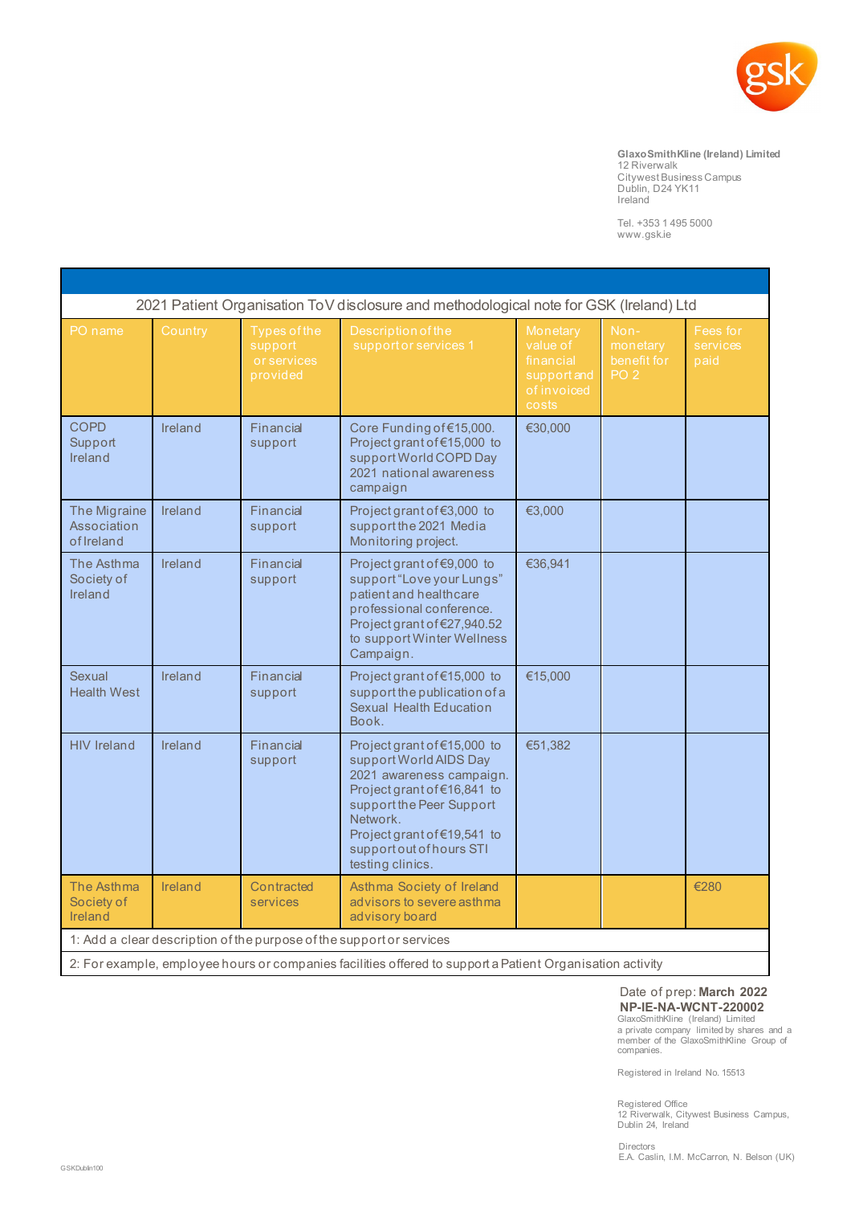**GlaxoSmithKline (Ireland) Limited**
12 Riverwalk
Citywest Business Campus
Dublin, D24 YK11
Ireland

Tel. +353 1 495 5000
www.gsk.ie

| 2021 Patient Organisation ToV disclosure and methodological note for GSK (Ireland) Ltd | | | | | | |
|---|---|---|---|---|---|---|
| PO name | Country | Types of the support or services provided | Description of the support or services 1 | Monetary value of financial support and of invoiced costs | Non-monetary benefit for PO 2 | Fees for services paid |
| COPD Support Ireland | Ireland | Financial support | Core Funding of €15,000. Project grant of €15,000 to support World COPD Day 2021 national awareness campaign | €30,000 | | |
| The Migraine Association of Ireland | Ireland | Financial support | Project grant of €3,000 to support the 2021 Media Monitoring project. | €3,000 | | |
| The Asthma Society of Ireland | Ireland | Financial support | Project grant of €9,000 to support "Love your Lungs" patient and healthcare professional conference. Project grant of €27,940.52 to support Winter Wellness Campaign. | €36,941 | | |
| Sexual Health West | Ireland | Financial support | Project grant of €15,000 to support the publication of a Sexual Health Education Book. | €15,000 | | |
| HIV Ireland | Ireland | Financial support | Project grant of €15,000 to support World AIDS Day 2021 awareness campaign. Project grant of €16,841 to support the Peer Support Network. Project grant of €19,541 to support out of hours STI testing clinics. | €51,382 | | |
| The Asthma Society of Ireland | Ireland | Contracted services | Asthma Society of Ireland advisors to severe asthma advisory board | | | €280 |
| 1: Add a clear description of the purpose of the support or services | | | | | | |
| 2: For example, employee hours or companies facilities offered to support a Patient Organisation activity | | | | | | |

Date of prep: **March 2022**
**NP-IE-NA-WCNT-220002**

GlaxoSmithKline (Ireland) Limited
a private company limited by shares and a member of the GlaxoSmithKline Group of companies.

Registered in Ireland No. 15513

Registered Office
12 Riverwalk, Citywest Business Campus, Dublin 24, Ireland

Directors
E.A. Caslin, I.M. McCarron, N. Belson (UK)

GSKDublin100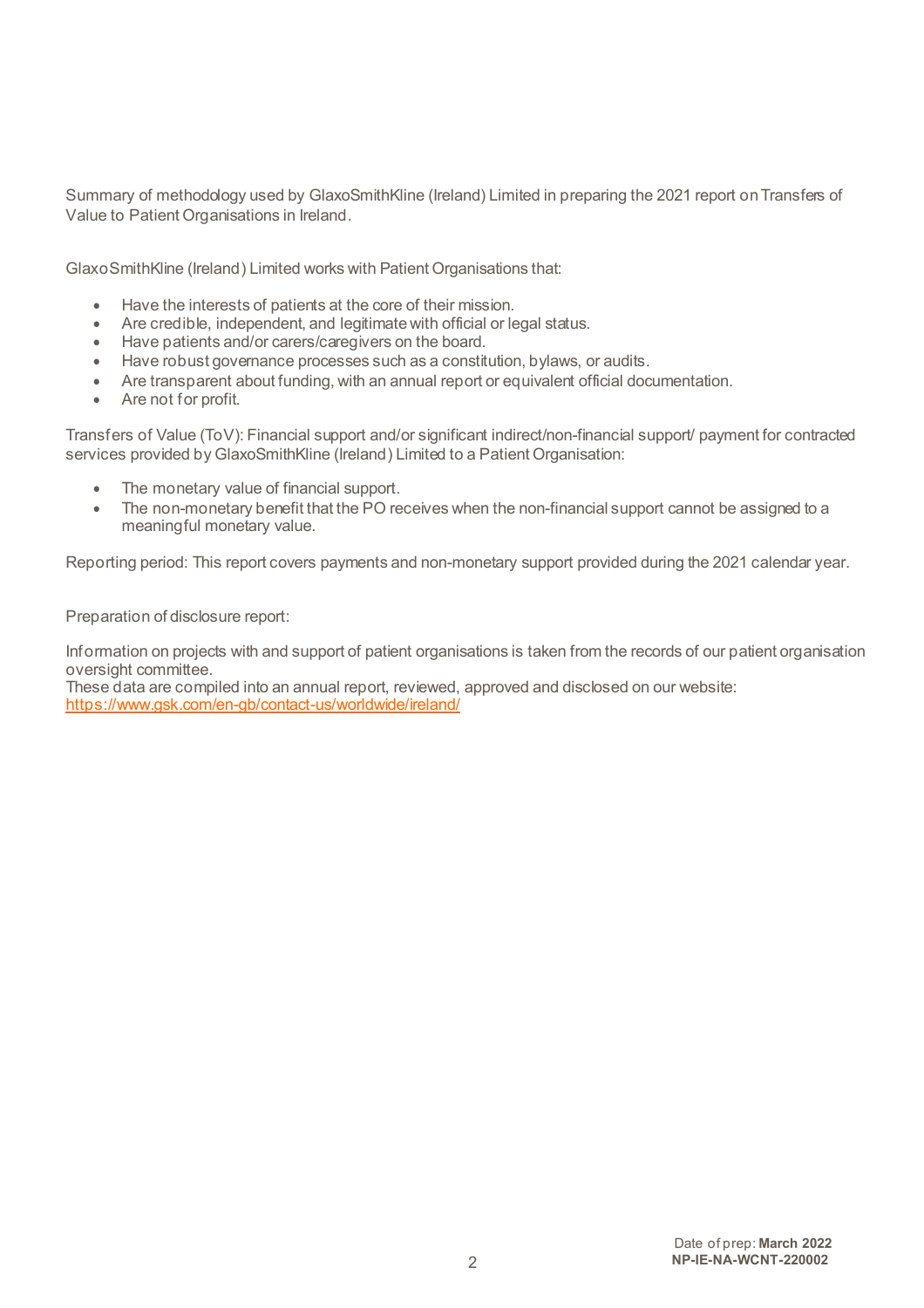Summary of methodology used by GlaxoSmithKline (Ireland) Limited in preparing the 2021 report on Transfers of Value to Patient Organisations in Ireland.

GlaxoSmithKline (Ireland) Limited works with Patient Organisations that:

- Have the interests of patients at the core of their mission.
- Are credible, independent, and legitimate with official or legal status.
- Have patients and/or carers/caregivers on the board.
- Have robust governance processes such as a constitution, bylaws, or audits.
- Are transparent about funding, with an annual report or equivalent official documentation.
- Are not for profit.

Transfers of Value (ToV): Financial support and/or significant indirect/non-financial support/ payment for contracted services provided by GlaxoSmithKline (Ireland) Limited to a Patient Organisation:

- The monetary value of financial support.
- The non-monetary benefit that the PO receives when the non-financial support cannot be assigned to a meaningful monetary value.

Reporting period: This report covers payments and non-monetary support provided during the 2021 calendar year.

Preparation of disclosure report:

Information on projects with and support of patient organisations is taken from the records of our patient organisation oversight committee.
These data are compiled into an annual report, reviewed, approved and disclosed on our website: https://www.gsk.com/en-gb/contact-us/worldwide/ireland/

Date of prep: **March 2022**
**NP-IE-NA-WCNT-220002**